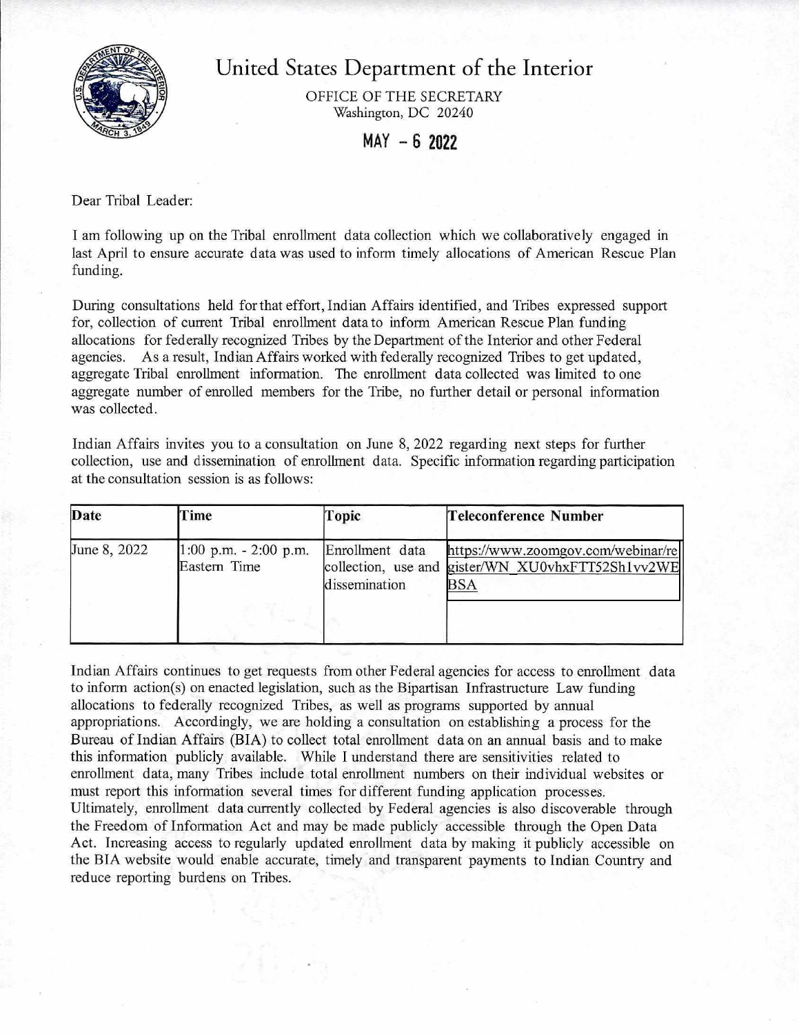# United States Department of the Interior

OFFICE OF THE SECRETARY
Washington, DC 20240

MAY - 6 2022

Dear Tribal Leader:

I am following up on the Tribal enrollment data collection which we collaboratively engaged in last April to ensure accurate data was used to inform timely allocations of American Rescue Plan funding.

During consultations held for that effort, Indian Affairs identified, and Tribes expressed support for, collection of current Tribal enrollment data to inform American Rescue Plan funding allocations for federally recognized Tribes by the Department of the Interior and other Federal agencies. As a result, Indian Affairs worked with federally recognized Tribes to get updated, aggregate Tribal enrollment information. The enrollment data collected was limited to one aggregate number of enrolled members for the Tribe, no further detail or personal information was collected.

Indian Affairs invites you to a consultation on June 8, 2022 regarding next steps for further collection, use and dissemination of enrollment data. Specific information regarding participation at the consultation session is as follows:

| Date | Time | Topic | Teleconference Number |
|---|---|---|---|
| June 8, 2022 | 1:00 p.m. - 2:00 p.m. Eastern Time | Enrollment data collection, use and dissemination | https://www.zoomgov.com/webinar/register/WN_XU0vhxFTT52Sh1vv2WEBSA |

Indian Affairs continues to get requests from other Federal agencies for access to enrollment data to inform action(s) on enacted legislation, such as the Bipartisan Infrastructure Law funding allocations to federally recognized Tribes, as well as programs supported by annual appropriations. Accordingly, we are holding a consultation on establishing a process for the Bureau of Indian Affairs (BIA) to collect total enrollment data on an annual basis and to make this information publicly available. While I understand there are sensitivities related to enrollment data, many Tribes include total enrollment numbers on their individual websites or must report this information several times for different funding application processes. Ultimately, enrollment data currently collected by Federal agencies is also discoverable through the Freedom of Information Act and may be made publicly accessible through the Open Data Act. Increasing access to regularly updated enrollment data by making it publicly accessible on the BIA website would enable accurate, timely and transparent payments to Indian Country and reduce reporting burdens on Tribes.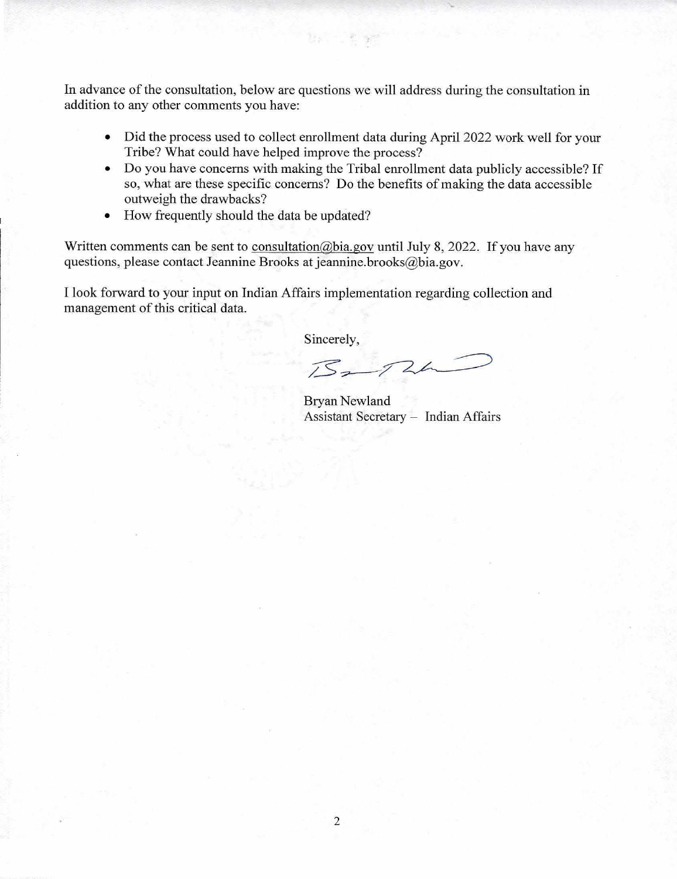In advance of the consultation, below are questions we will address during the consultation in addition to any other comments you have:

- Did the process used to collect enrollment data during April 2022 work well for your Tribe? What could have helped improve the process?
- Do you have concerns with making the Tribal enrollment data publicly accessible? If so, what are these specific concerns? Do the benefits of making the data accessible outweigh the drawbacks?
- How frequently should the data be updated?

Written comments can be sent to consultation@bia.gov until July 8, 2022. If you have any questions, please contact Jeannine Brooks at jeannine.brooks@bia.gov.

I look forward to your input on Indian Affairs implementation regarding collection and management of this critical data.

Sincerely,

Bryan Newland
Assistant Secretary – Indian Affairs